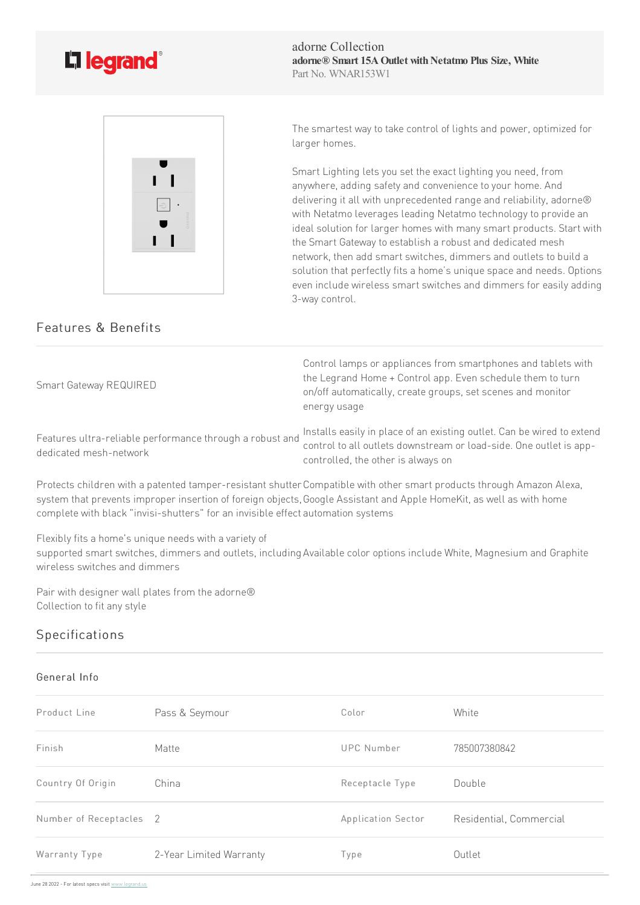legrand®

adorne Collection
**adorne® Smart 15A Outlet with Netatmo Plus Size, White**
Part No. WNAR153W1

The smartest way to take control of lights and power, optimized for larger homes.

Smart Lighting lets you set the exact lighting you need, from anywhere, adding safety and convenience to your home. And delivering it all with unprecedented range and reliability, adorne® with Netatmo leverages leading Netatmo technology to provide an ideal solution for larger homes with many smart products. Start with the Smart Gateway to establish a robust and dedicated mesh network, then add smart switches, dimmers and outlets to build a solution that perfectly fits a home's unique space and needs. Options even include wireless smart switches and dimmers for easily adding 3-way control.

## Features & Benefits

- Smart Gateway REQUIRED
- Features ultra-reliable performance through a robust and dedicated mesh-network
- Protects children with a patented tamper-resistant shutter system that prevents improper insertion of foreign objects, complete with black "invisi-shutters" for an invisible effect
- Flexibly fits a home's unique needs with a variety of supported smart switches, dimmers and outlets, including wireless switches and dimmers
- Pair with designer wall plates from the adorne® Collection to fit any style
- Control lamps or appliances from smartphones and tablets with the Legrand Home + Control app. Even schedule them to turn on/off automatically, create groups, set scenes and monitor energy usage
- Installs easily in place of an existing outlet. Can be wired to extend control to all outlets downstream or load-side. One outlet is app-controlled, the other is always on
- Compatible with other smart products through Amazon Alexa, Google Assistant and Apple HomeKit, as well as with home automation systems
- Available color options include White, Magnesium and Graphite

## Specifications

### General Info

| | | | |
|---|---|---|---|
| Product Line | Pass & Seymour | Color | White |
| Finish | Matte | UPC Number | 785007380842 |
| Country Of Origin | China | Receptacle Type | Double |
| Number of Receptacles | 2 | Application Sector | Residential, Commercial |
| Warranty Type | 2-Year Limited Warranty | Type | Outlet |

June 28 2022 - For latest specs visit www.legrand.us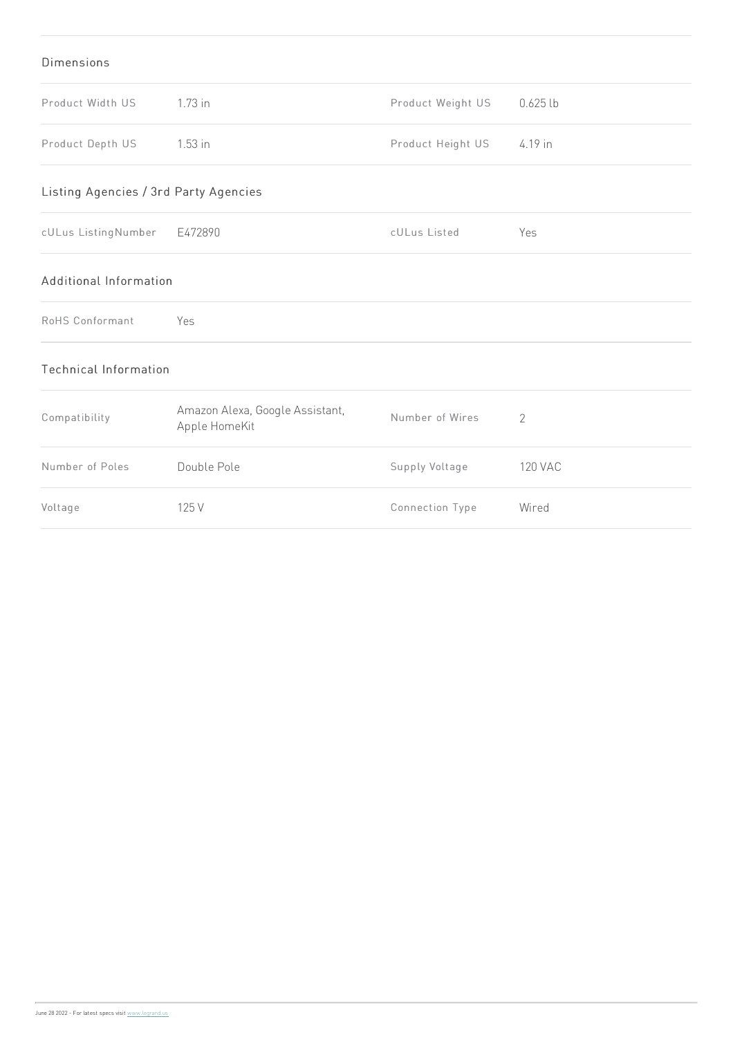## Dimensions

| | | | |
|---|---|---|---|
| Product Width US | 1.73 in | Product Weight US | 0.625 lb |
| Product Depth US | 1.53 in | Product Height US | 4.19 in |

## Listing Agencies / 3rd Party Agencies

| | | | |
|---|---|---|---|
| cULus ListingNumber | E472890 | cULus Listed | Yes |

## Additional Information

| | |
|---|---|
| RoHS Conformant | Yes |

## Technical Information

| | | | |
|---|---|---|---|
| Compatibility | Amazon Alexa, Google Assistant, Apple HomeKit | Number of Wires | 2 |
| Number of Poles | Double Pole | Supply Voltage | 120 VAC |
| Voltage | 125 V | Connection Type | Wired |

June 28 2022 - For latest specs visit www.legrand.us